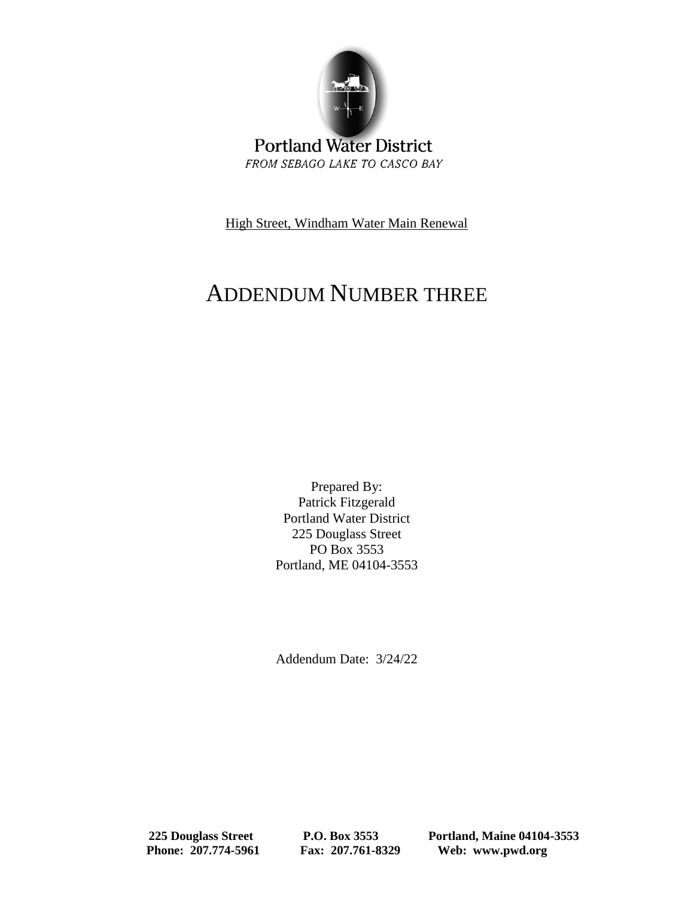Portland Water District

*FROM SEBAGO LAKE TO CASCO BAY*

High Street, Windham Water Main Renewal

# ADDENDUM NUMBER THREE

Prepared By:
Patrick Fitzgerald
Portland Water District
225 Douglass Street
PO Box 3553
Portland, ME 04104-3553

Addendum Date: 3/24/22

**225 Douglass Street** **P.O. Box 3553** **Portland, Maine 04104-3553**
**Phone: 207.774-5961** **Fax: 207.761-8329** **Web: www.pwd.org**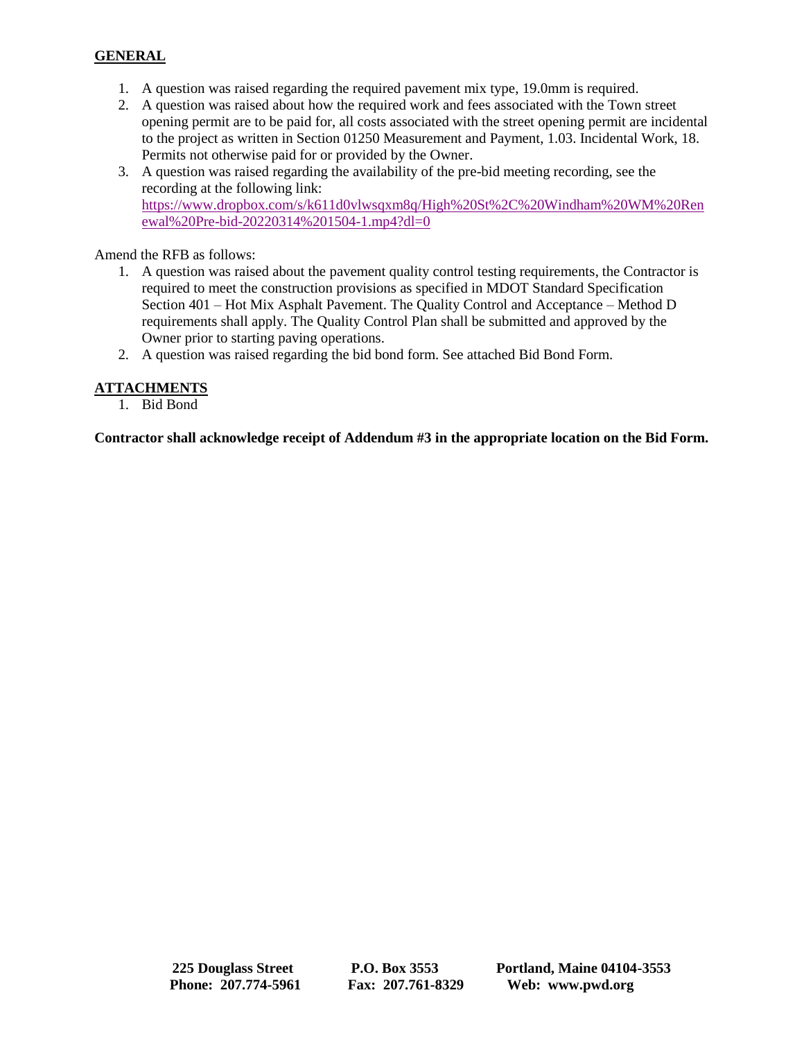## GENERAL

1. A question was raised regarding the required pavement mix type, 19.0mm is required.
2. A question was raised about how the required work and fees associated with the Town street opening permit are to be paid for, all costs associated with the street opening permit are incidental to the project as written in Section 01250 Measurement and Payment, 1.03. Incidental Work, 18. Permits not otherwise paid for or provided by the Owner.
3. A question was raised regarding the availability of the pre-bid meeting recording, see the recording at the following link: [https://www.dropbox.com/s/k611d0vlwsqxm8q/High%20St%2C%20Windham%20WM%20Renewal%20Pre-bid-20220314%201504-1.mp4?dl=0](https://www.dropbox.com/s/k611d0vlwsqxm8q/High%20St%2C%20Windham%20WM%20Renewal%20Pre-bid-20220314%201504-1.mp4?dl=0)

Amend the RFB as follows:

1. A question was raised about the pavement quality control testing requirements, the Contractor is required to meet the construction provisions as specified in MDOT Standard Specification Section 401 – Hot Mix Asphalt Pavement. The Quality Control and Acceptance – Method D requirements shall apply. The Quality Control Plan shall be submitted and approved by the Owner prior to starting paving operations.
2. A question was raised regarding the bid bond form. See attached Bid Bond Form.

## ATTACHMENTS

1. Bid Bond

**Contractor shall acknowledge receipt of Addendum #3 in the appropriate location on the Bid Form.**

**225 Douglass Street P.O. Box 3553 Portland, Maine 04104-3553**
**Phone: 207.774-5961 Fax: 207.761-8329 Web: www.pwd.org**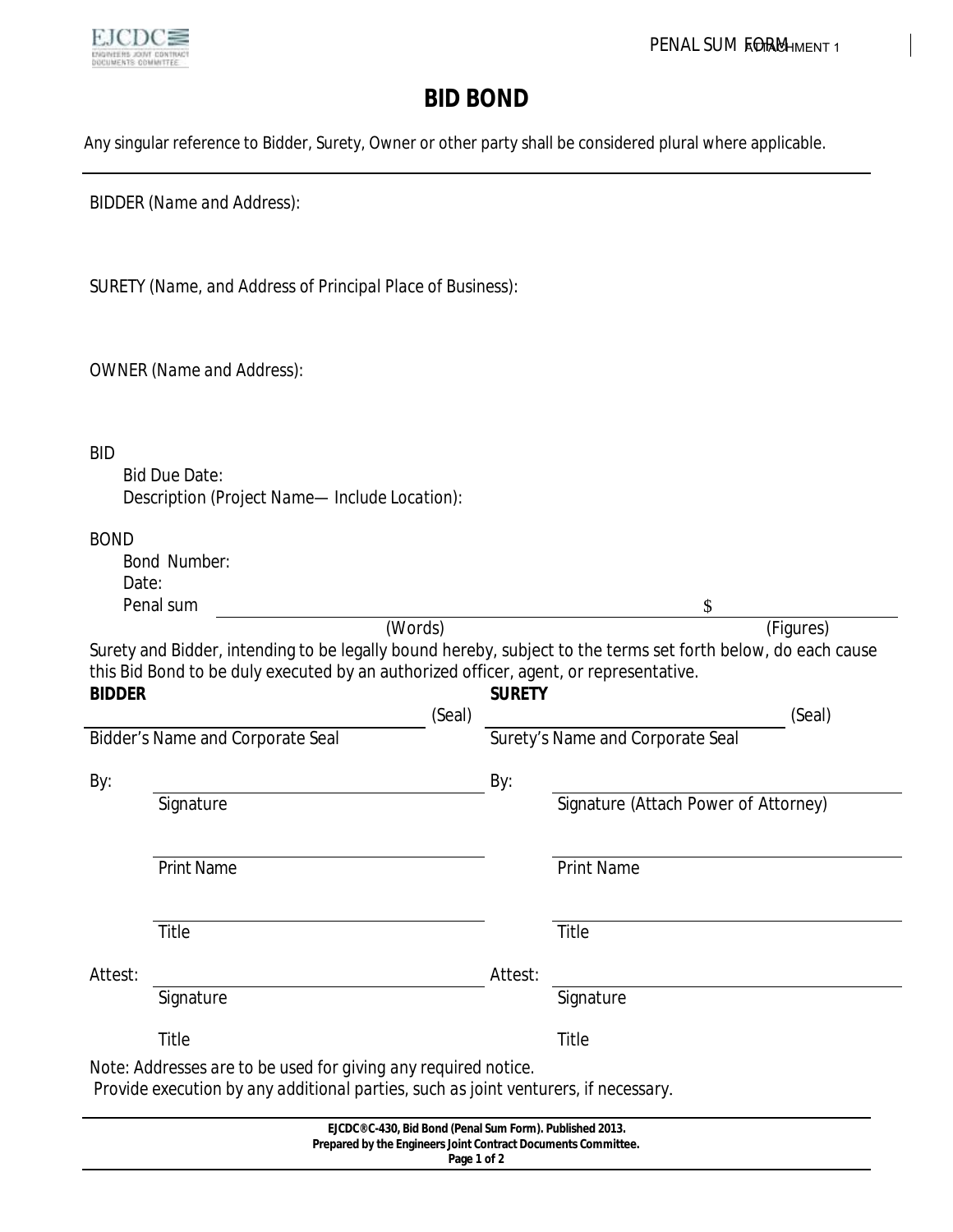# BID BOND

Any singular reference to Bidder, Surety, Owner or other party shall be considered plural where applicable.

---

BIDDER (Name and Address):

SURETY (Name, and Address of Principal Place of Business):

OWNER (Name and Address):

BID

Bid Due Date:

Description (Project Name— Include Location):

BOND

Bond Number:

Date:

Penal sum _______________________________ (Words) $ _______________ (Figures)

Surety and Bidder, intending to be legally bound hereby, subject to the terms set forth below, do each cause this Bid Bond to be duly executed by an authorized officer, agent, or representative.

| **BIDDER** | **SURETY** |
|---|---|
| _______________________ (Seal) | _______________________ (Seal) |
| Bidder's Name and Corporate Seal | Surety's Name and Corporate Seal |
| By: _______________________ | By: _______________________ |
| Signature | Signature (Attach Power of Attorney) |
| _______________________ | _______________________ |
| Print Name | Print Name |
| _______________________ | _______________________ |
| Title | Title |
| Attest: _______________________ | Attest: _______________________ |
| Signature | Signature |
| Title | Title |

Note: Addresses are to be used for giving any required notice.
Provide execution by any additional parties, such as joint venturers, if necessary.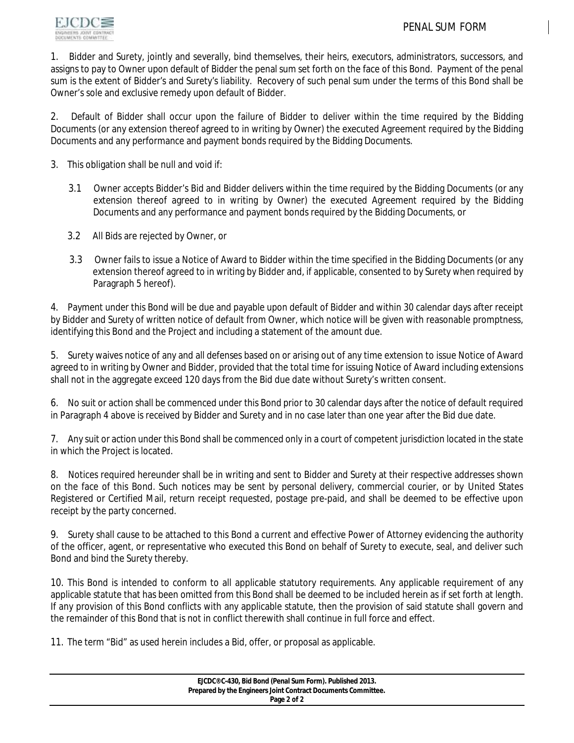1. Bidder and Surety, jointly and severally, bind themselves, their heirs, executors, administrators, successors, and assigns to pay to Owner upon default of Bidder the penal sum set forth on the face of this Bond. Payment of the penal sum is the extent of Bidder's and Surety's liability. Recovery of such penal sum under the terms of this Bond shall be Owner's sole and exclusive remedy upon default of Bidder.

2. Default of Bidder shall occur upon the failure of Bidder to deliver within the time required by the Bidding Documents (or any extension thereof agreed to in writing by Owner) the executed Agreement required by the Bidding Documents and any performance and payment bonds required by the Bidding Documents.

3. This obligation shall be null and void if:

3.1 Owner accepts Bidder's Bid and Bidder delivers within the time required by the Bidding Documents (or any extension thereof agreed to in writing by Owner) the executed Agreement required by the Bidding Documents and any performance and payment bonds required by the Bidding Documents, or

3.2 All Bids are rejected by Owner, or

3.3 Owner fails to issue a Notice of Award to Bidder within the time specified in the Bidding Documents (or any extension thereof agreed to in writing by Bidder and, if applicable, consented to by Surety when required by Paragraph 5 hereof).

4. Payment under this Bond will be due and payable upon default of Bidder and within 30 calendar days after receipt by Bidder and Surety of written notice of default from Owner, which notice will be given with reasonable promptness, identifying this Bond and the Project and including a statement of the amount due.

5. Surety waives notice of any and all defenses based on or arising out of any time extension to issue Notice of Award agreed to in writing by Owner and Bidder, provided that the total time for issuing Notice of Award including extensions shall not in the aggregate exceed 120 days from the Bid due date without Surety's written consent.

6. No suit or action shall be commenced under this Bond prior to 30 calendar days after the notice of default required in Paragraph 4 above is received by Bidder and Surety and in no case later than one year after the Bid due date.

7. Any suit or action under this Bond shall be commenced only in a court of competent jurisdiction located in the state in which the Project is located.

8. Notices required hereunder shall be in writing and sent to Bidder and Surety at their respective addresses shown on the face of this Bond. Such notices may be sent by personal delivery, commercial courier, or by United States Registered or Certified Mail, return receipt requested, postage pre-paid, and shall be deemed to be effective upon receipt by the party concerned.

9. Surety shall cause to be attached to this Bond a current and effective Power of Attorney evidencing the authority of the officer, agent, or representative who executed this Bond on behalf of Surety to execute, seal, and deliver such Bond and bind the Surety thereby.

10. This Bond is intended to conform to all applicable statutory requirements. Any applicable requirement of any applicable statute that has been omitted from this Bond shall be deemed to be included herein as if set forth at length. If any provision of this Bond conflicts with any applicable statute, then the provision of said statute shall govern and the remainder of this Bond that is not in conflict therewith shall continue in full force and effect.

11. The term "Bid" as used herein includes a Bid, offer, or proposal as applicable.